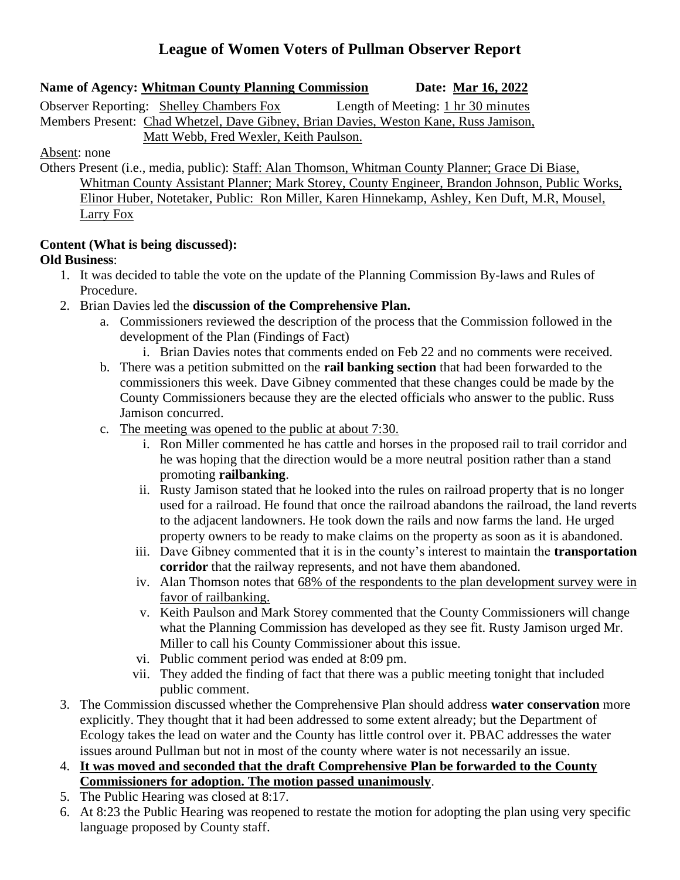# League of Women Voters of Pullman Observer Report

**Name of Agency:** **Whitman County Planning Commission** **Date:** **Mar 16, 2022**

Observer Reporting: Shelley Chambers Fox Length of Meeting: 1 hr 30 minutes

Members Present: Chad Whetzel, Dave Gibney, Brian Davies, Weston Kane, Russ Jamison, Matt Webb, Fred Wexler, Keith Paulson.

Absent: none

Others Present (i.e., media, public): Staff: Alan Thomson, Whitman County Planner; Grace Di Biase, Whitman County Assistant Planner; Mark Storey, County Engineer, Brandon Johnson, Public Works, Elinor Huber, Notetaker, Public: Ron Miller, Karen Hinnekamp, Ashley, Ken Duft, M.R, Mousel, Larry Fox

**Content (What is being discussed):**

**Old Business**:

1. It was decided to table the vote on the update of the Planning Commission By-laws and Rules of Procedure.
2. Brian Davies led the **discussion of the Comprehensive Plan.**
   a. Commissioners reviewed the description of the process that the Commission followed in the development of the Plan (Findings of Fact)
      i. Brian Davies notes that comments ended on Feb 22 and no comments were received.
   b. There was a petition submitted on the **rail banking section** that had been forwarded to the commissioners this week. Dave Gibney commented that these changes could be made by the County Commissioners because they are the elected officials who answer to the public. Russ Jamison concurred.
   c. The meeting was opened to the public at about 7:30.
      i. Ron Miller commented he has cattle and horses in the proposed rail to trail corridor and he was hoping that the direction would be a more neutral position rather than a stand promoting **railbanking**.
      ii. Rusty Jamison stated that he looked into the rules on railroad property that is no longer used for a railroad. He found that once the railroad abandons the railroad, the land reverts to the adjacent landowners. He took down the rails and now farms the land. He urged property owners to be ready to make claims on the property as soon as it is abandoned.
      iii. Dave Gibney commented that it is in the county's interest to maintain the **transportation corridor** that the railway represents, and not have them abandoned.
      iv. Alan Thomson notes that 68% of the respondents to the plan development survey were in favor of railbanking.
      v. Keith Paulson and Mark Storey commented that the County Commissioners will change what the Planning Commission has developed as they see fit. Rusty Jamison urged Mr. Miller to call his County Commissioner about this issue.
      vi. Public comment period was ended at 8:09 pm.
      vii. They added the finding of fact that there was a public meeting tonight that included public comment.
3. The Commission discussed whether the Comprehensive Plan should address **water conservation** more explicitly. They thought that it had been addressed to some extent already; but the Department of Ecology takes the lead on water and the County has little control over it. PBAC addresses the water issues around Pullman but not in most of the county where water is not necessarily an issue.
4. **It was moved and seconded that the draft Comprehensive Plan be forwarded to the County Commissioners for adoption. The motion passed unanimously**.
5. The Public Hearing was closed at 8:17.
6. At 8:23 the Public Hearing was reopened to restate the motion for adopting the plan using very specific language proposed by County staff.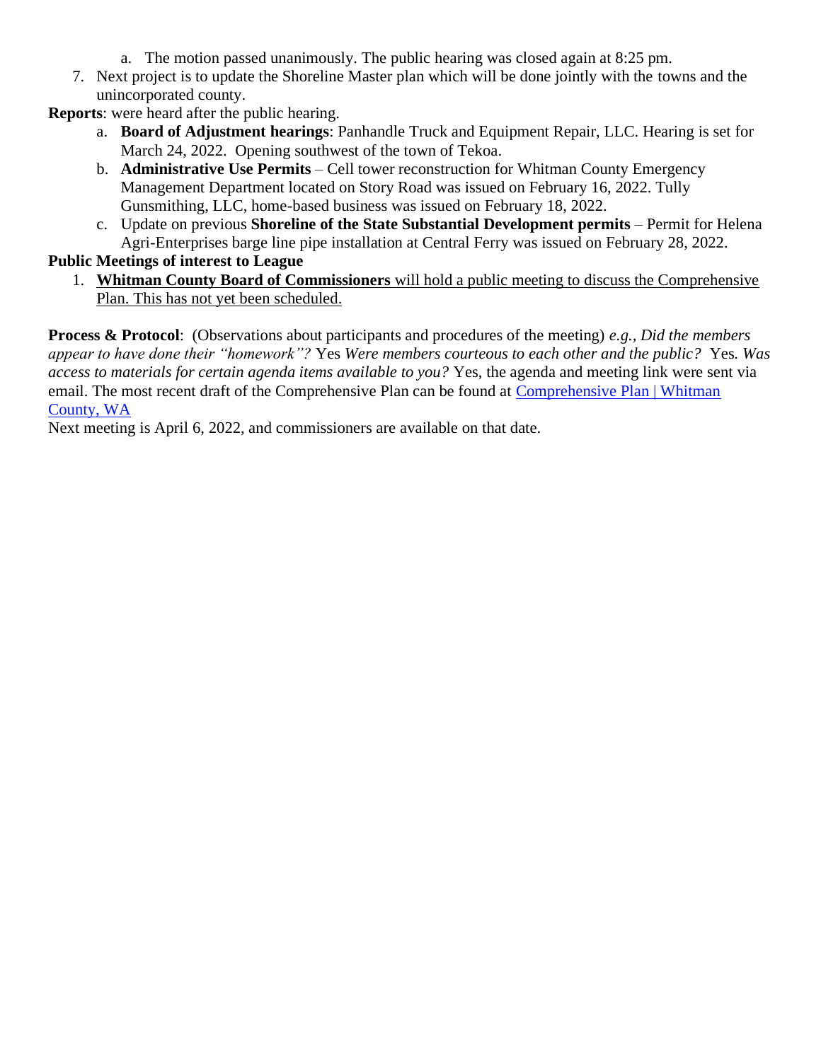a. The motion passed unanimously. The public hearing was closed again at 8:25 pm.

7. Next project is to update the Shoreline Master plan which will be done jointly with the towns and the unincorporated county.

**Reports**: were heard after the public hearing.

a. **Board of Adjustment hearings**: Panhandle Truck and Equipment Repair, LLC. Hearing is set for March 24, 2022. Opening southwest of the town of Tekoa.

b. **Administrative Use Permits** – Cell tower reconstruction for Whitman County Emergency Management Department located on Story Road was issued on February 16, 2022. Tully Gunsmithing, LLC, home-based business was issued on February 18, 2022.

c. Update on previous **Shoreline of the State Substantial Development permits** – Permit for Helena Agri-Enterprises barge line pipe installation at Central Ferry was issued on February 28, 2022.

**Public Meetings of interest to League**

1. **Whitman County Board of Commissioners** will hold a public meeting to discuss the Comprehensive Plan. This has not yet been scheduled.

**Process & Protocol**: (Observations about participants and procedures of the meeting) *e.g., Did the members appear to have done their "homework"?* Yes *Were members courteous to each other and the public?* Yes. *Was access to materials for certain agenda items available to you?* Yes, the agenda and meeting link were sent via email. The most recent draft of the Comprehensive Plan can be found at [Comprehensive Plan | Whitman County, WA]

Next meeting is April 6, 2022, and commissioners are available on that date.